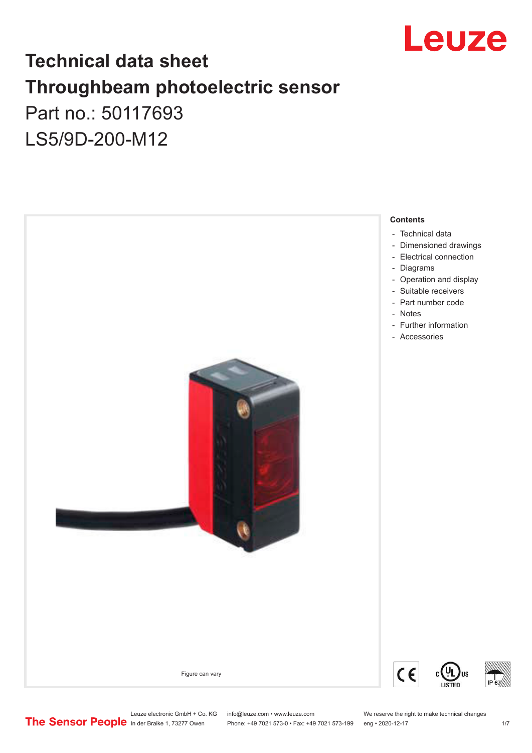# Technical data sheet
# Throughbeam photoelectric sensor

Part no.: 50117693

LS5/9D-200-M12

Figure can vary

**Contents**

- Technical data
- Dimensioned drawings
- Electrical connection
- Diagrams
- Operation and display
- Suitable receivers
- Part number code
- Notes
- Further information
- Accessories

Leuze electronic GmbH + Co. KG
In der Braike 1, 73277 Owen

info@leuze.com • www.leuze.com
Phone: +49 7021 573-0 • Fax: +49 7021 573-199

We reserve the right to make technical changes
eng • 2020-12-17

The Sensor People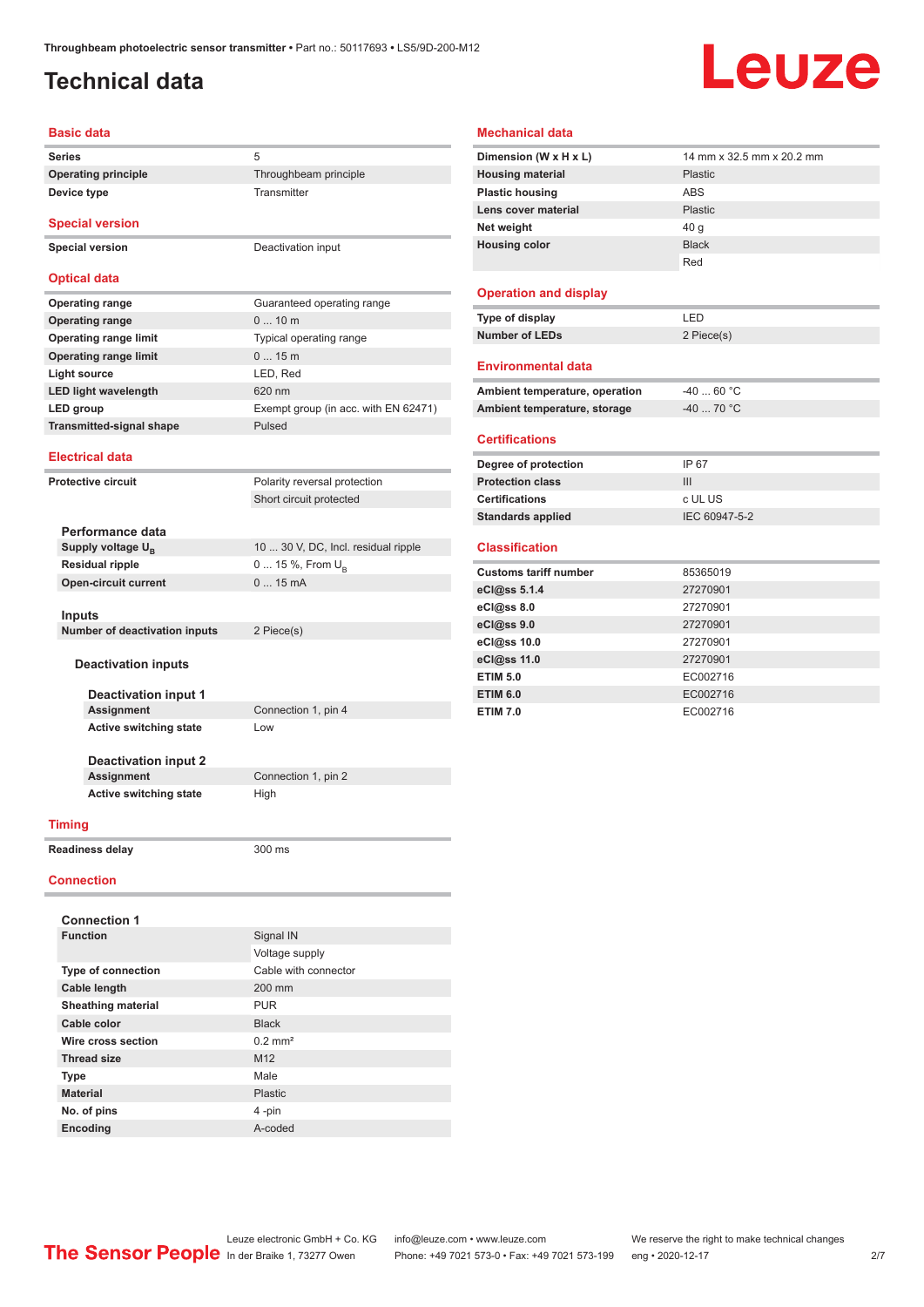# Technical data

## Basic data

| | |
|---|---|
| **Series** | 5 |
| **Operating principle** | Throughbeam principle |
| **Device type** | Transmitter |

## Special version

| | |
|---|---|
| **Special version** | Deactivation input |

## Optical data

| | |
|---|---|
| **Operating range** | Guaranteed operating range |
| **Operating range** | 0 ... 10 m |
| **Operating range limit** | Typical operating range |
| **Operating range limit** | 0 ... 15 m |
| **Light source** | LED, Red |
| **LED light wavelength** | 620 nm |
| **LED group** | Exempt group (in acc. with EN 62471) |
| **Transmitted-signal shape** | Pulsed |

## Electrical data

| | |
|---|---|
| **Protective circuit** | Polarity reversal protection |
| | Short circuit protected |

### Performance data

| | |
|---|---|
| **Supply voltage $U_B$** | 10 ... 30 V, DC, Incl. residual ripple |
| **Residual ripple** | 0 ... 15 %, From $U_B$ |
| **Open-circuit current** | 0 ... 15 mA |

### Inputs

| | |
|---|---|
| **Number of deactivation inputs** | 2 Piece(s) |

#### Deactivation inputs

##### Deactivation input 1

| | |
|---|---|
| **Assignment** | Connection 1, pin 4 |
| **Active switching state** | Low |

##### Deactivation input 2

| | |
|---|---|
| **Assignment** | Connection 1, pin 2 |
| **Active switching state** | High |

## Timing

| | |
|---|---|
| **Readiness delay** | 300 ms |

## Connection

### Connection 1

| | |
|---|---|
| **Function** | Signal IN |
| | Voltage supply |
| **Type of connection** | Cable with connector |
| **Cable length** | 200 mm |
| **Sheathing material** | PUR |
| **Cable color** | Black |
| **Wire cross section** | 0.2 mm² |
| **Thread size** | M12 |
| **Type** | Male |
| **Material** | Plastic |
| **No. of pins** | 4 -pin |
| **Encoding** | A-coded |

## Mechanical data

| | |
|---|---|
| **Dimension (W x H x L)** | 14 mm x 32.5 mm x 20.2 mm |
| **Housing material** | Plastic |
| **Plastic housing** | ABS |
| **Lens cover material** | Plastic |
| **Net weight** | 40 g |
| **Housing color** | Black |
| | Red |

## Operation and display

| | |
|---|---|
| **Type of display** | LED |
| **Number of LEDs** | 2 Piece(s) |

## Environmental data

| | |
|---|---|
| **Ambient temperature, operation** | -40 ... 60 °C |
| **Ambient temperature, storage** | -40 ... 70 °C |

## Certifications

| | |
|---|---|
| **Degree of protection** | IP 67 |
| **Protection class** | III |
| **Certifications** | c UL US |
| **Standards applied** | IEC 60947-5-2 |

## Classification

| | |
|---|---|
| **Customs tariff number** | 85365019 |
| **eCl@ss 5.1.4** | 27270901 |
| **eCl@ss 8.0** | 27270901 |
| **eCl@ss 9.0** | 27270901 |
| **eCl@ss 10.0** | 27270901 |
| **eCl@ss 11.0** | 27270901 |
| **ETIM 5.0** | EC002716 |
| **ETIM 6.0** | EC002716 |
| **ETIM 7.0** | EC002716 |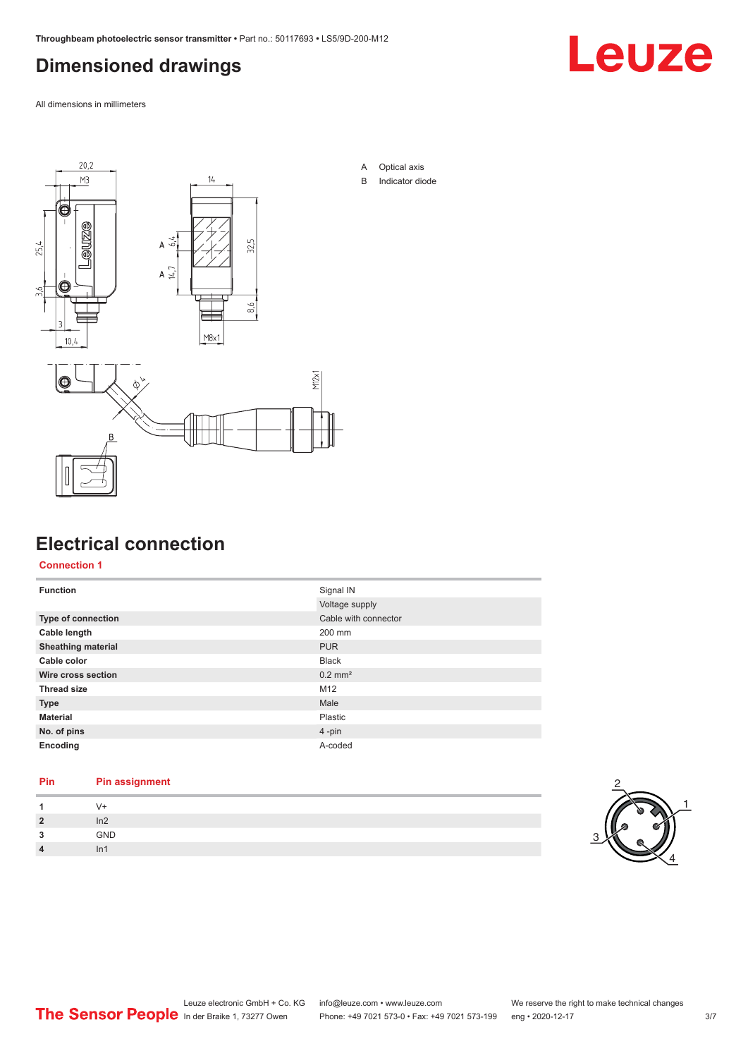# Dimensioned drawings

All dimensions in millimeters

A Optical axis
B Indicator diode

# Electrical connection

## Connection 1

| | |
|---|---|
| **Function** | Signal IN |
| | Voltage supply |
| **Type of connection** | Cable with connector |
| **Cable length** | 200 mm |
| **Sheathing material** | PUR |
| **Cable color** | Black |
| **Wire cross section** | 0.2 mm² |
| **Thread size** | M12 |
| **Type** | Male |
| **Material** | Plastic |
| **No. of pins** | 4 -pin |
| **Encoding** | A-coded |

| Pin | Pin assignment |
|---|---|
| **1** | V+ |
| **2** | In2 |
| **3** | GND |
| **4** | In1 |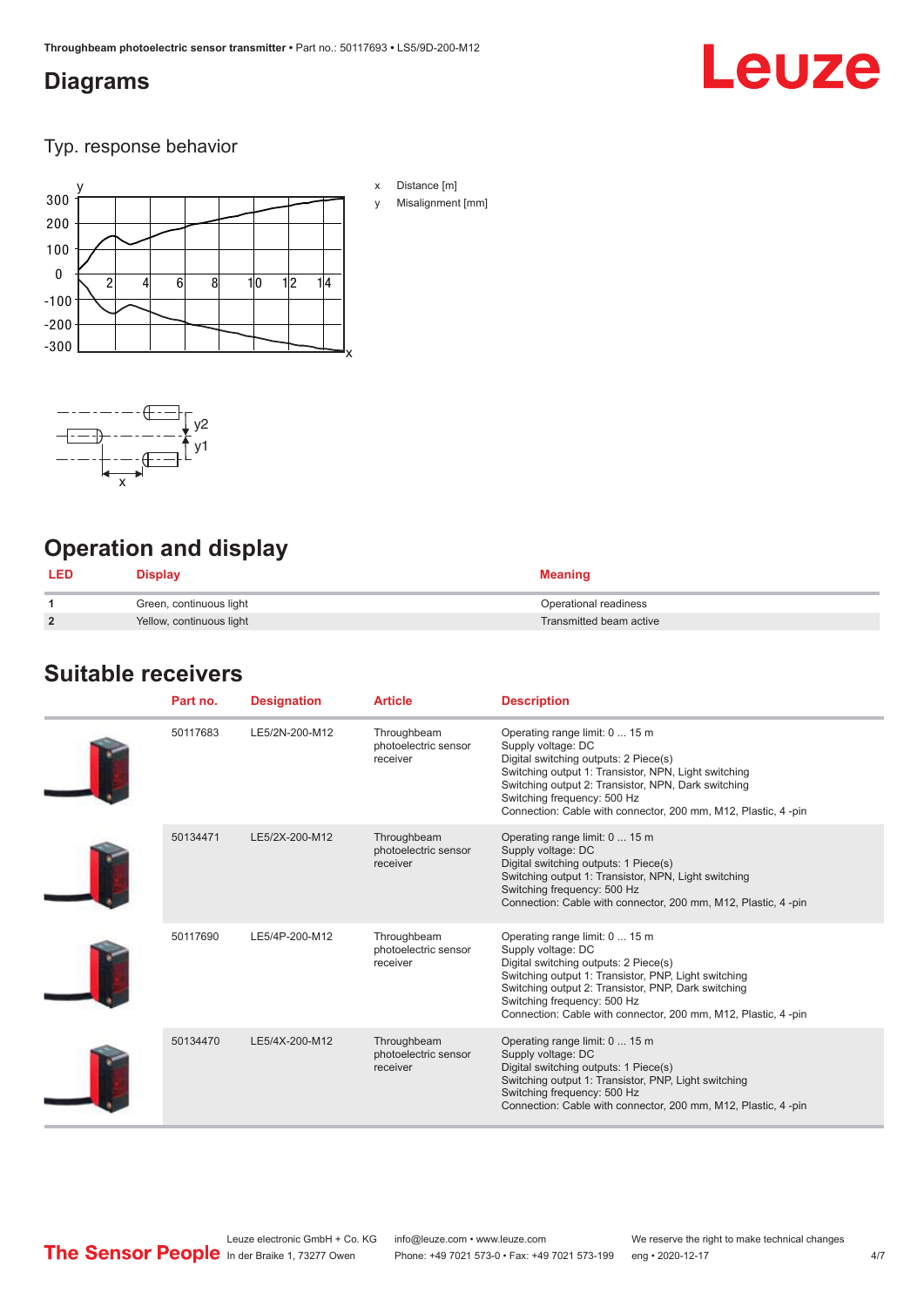## Diagrams

### Typ. response behavior

x Distance [m]

y Misalignment [mm]

## Operation and display

| LED | Display | Meaning |
|---|---|---|
| 1 | Green, continuous light | Operational readiness |
| 2 | Yellow, continuous light | Transmitted beam active |

## Suitable receivers

| | Part no. | Designation | Article | Description |
|---|---|---|---|---|
| | 50117683 | LE5/2N-200-M12 | Throughbeam photoelectric sensor receiver | Operating range limit: 0 ... 15 m<br>Supply voltage: DC<br>Digital switching outputs: 2 Piece(s)<br>Switching output 1: Transistor, NPN, Light switching<br>Switching output 2: Transistor, NPN, Dark switching<br>Switching frequency: 500 Hz<br>Connection: Cable with connector, 200 mm, M12, Plastic, 4 -pin |
| | 50134471 | LE5/2X-200-M12 | Throughbeam photoelectric sensor receiver | Operating range limit: 0 ... 15 m<br>Supply voltage: DC<br>Digital switching outputs: 1 Piece(s)<br>Switching output 1: Transistor, NPN, Light switching<br>Switching frequency: 500 Hz<br>Connection: Cable with connector, 200 mm, M12, Plastic, 4 -pin |
| | 50117690 | LE5/4P-200-M12 | Throughbeam photoelectric sensor receiver | Operating range limit: 0 ... 15 m<br>Supply voltage: DC<br>Digital switching outputs: 2 Piece(s)<br>Switching output 1: Transistor, PNP, Light switching<br>Switching output 2: Transistor, PNP, Dark switching<br>Switching frequency: 500 Hz<br>Connection: Cable with connector, 200 mm, M12, Plastic, 4 -pin |
| | 50134470 | LE5/4X-200-M12 | Throughbeam photoelectric sensor receiver | Operating range limit: 0 ... 15 m<br>Supply voltage: DC<br>Digital switching outputs: 1 Piece(s)<br>Switching output 1: Transistor, PNP, Light switching<br>Switching frequency: 500 Hz<br>Connection: Cable with connector, 200 mm, M12, Plastic, 4 -pin |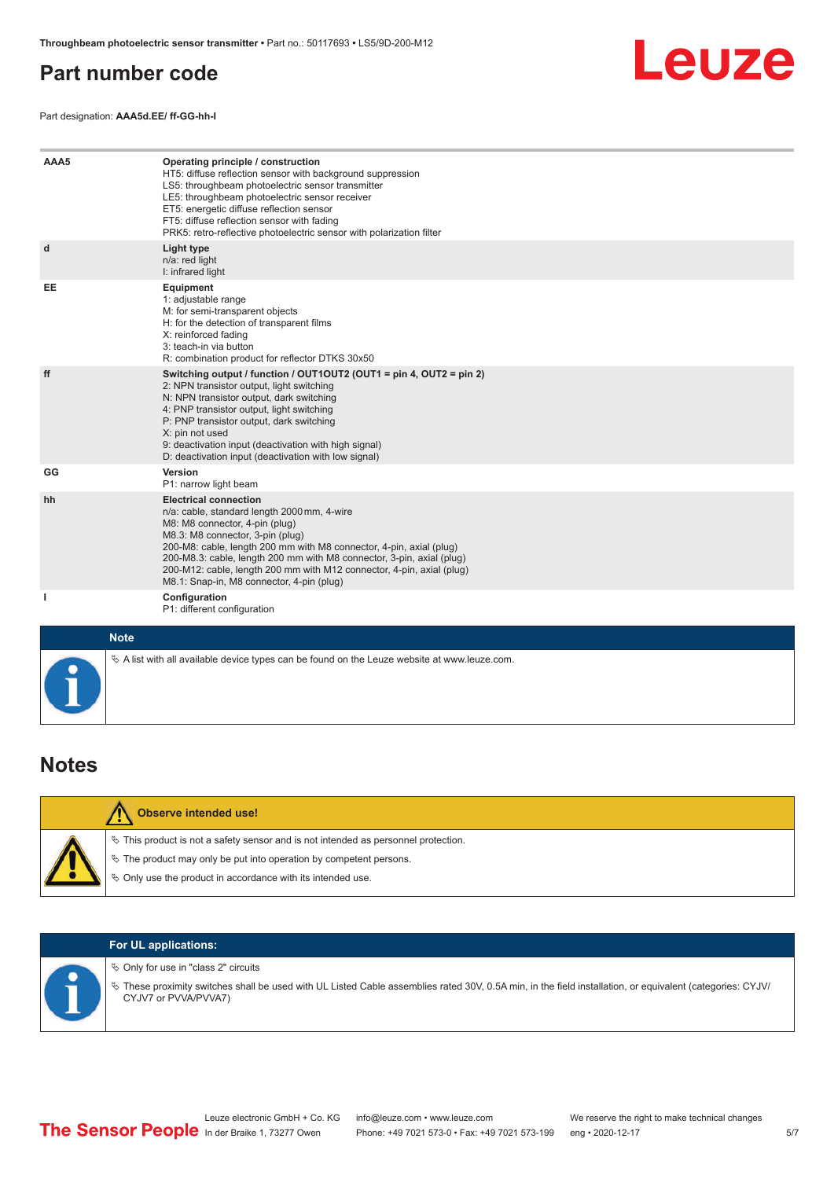# Part number code

Part designation: **AAA5d.EE/ ff-GG-hh-I**

| | |
|---|---|
| **AAA5** | **Operating principle / construction**<br>HT5: diffuse reflection sensor with background suppression<br>LS5: throughbeam photoelectric sensor transmitter<br>LE5: throughbeam photoelectric sensor receiver<br>ET5: energetic diffuse reflection sensor<br>FT5: diffuse reflection sensor with fading<br>PRK5: retro-reflective photoelectric sensor with polarization filter |
| **d** | **Light type**<br>n/a: red light<br>I: infrared light |
| **EE** | **Equipment**<br>1: adjustable range<br>M: for semi-transparent objects<br>H: for the detection of transparent films<br>X: reinforced fading<br>3: teach-in via button<br>R: combination product for reflector DTKS 30x50 |
| **ff** | **Switching output / function / OUT1OUT2 (OUT1 = pin 4, OUT2 = pin 2)**<br>2: NPN transistor output, light switching<br>N: NPN transistor output, dark switching<br>4: PNP transistor output, light switching<br>P: PNP transistor output, dark switching<br>X: pin not used<br>9: deactivation input (deactivation with high signal)<br>D: deactivation input (deactivation with low signal) |
| **GG** | **Version**<br>P1: narrow light beam |
| **hh** | **Electrical connection**<br>n/a: cable, standard length 2000 mm, 4-wire<br>M8: M8 connector, 4-pin (plug)<br>M8.3: M8 connector, 3-pin (plug)<br>200-M8: cable, length 200 mm with M8 connector, 4-pin, axial (plug)<br>200-M8.3: cable, length 200 mm with M8 connector, 3-pin, axial (plug)<br>200-M12: cable, length 200 mm with M12 connector, 4-pin, axial (plug)<br>M8.1: Snap-in, M8 connector, 4-pin (plug) |
| **I** | **Configuration**<br>P1: different configuration |

**Note**

- A list with all available device types can be found on the Leuze website at www.leuze.com.

# Notes

**Observe intended use!**

- This product is not a safety sensor and is not intended as personnel protection.
- The product may only be put into operation by competent persons.
- Only use the product in accordance with its intended use.

**For UL applications:**

- Only for use in "class 2" circuits
- These proximity switches shall be used with UL Listed Cable assemblies rated 30V, 0.5A min, in the field installation, or equivalent (categories: CYJV/CYJV7 or PVVA/PVVA7)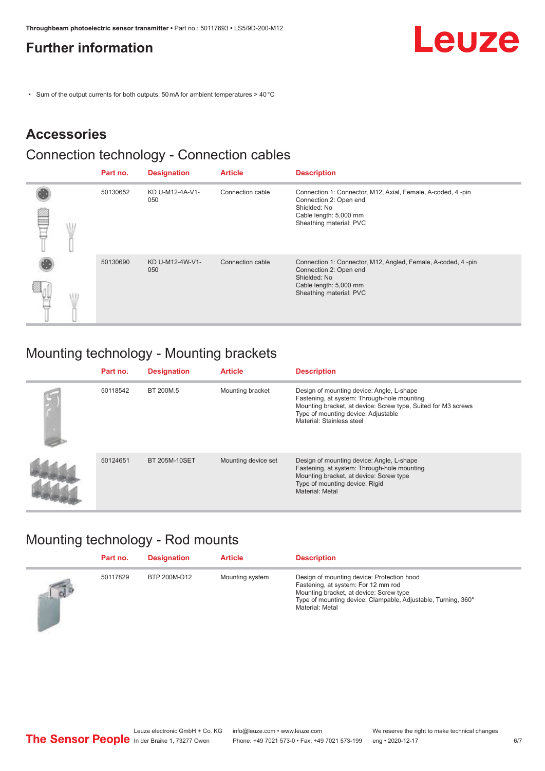## Further information

- Sum of the output currents for both outputs, 50 mA for ambient temperatures > 40 °C

## Accessories

### Connection technology - Connection cables

| | Part no. | Designation | Article | Description |
|---|---|---|---|---|
| | 50130652 | KD U-M12-4A-V1-050 | Connection cable | Connection 1: Connector, M12, Axial, Female, A-coded, 4 -pin<br>Connection 2: Open end<br>Shielded: No<br>Cable length: 5,000 mm<br>Sheathing material: PVC |
| | 50130690 | KD U-M12-4W-V1-050 | Connection cable | Connection 1: Connector, M12, Angled, Female, A-coded, 4 -pin<br>Connection 2: Open end<br>Shielded: No<br>Cable length: 5,000 mm<br>Sheathing material: PVC |

### Mounting technology - Mounting brackets

| | Part no. | Designation | Article | Description |
|---|---|---|---|---|
| | 50118542 | BT 200M.5 | Mounting bracket | Design of mounting device: Angle, L-shape<br>Fastening, at system: Through-hole mounting<br>Mounting bracket, at device: Screw type, Suited for M3 screws<br>Type of mounting device: Adjustable<br>Material: Stainless steel |
| | 50124651 | BT 205M-10SET | Mounting device set | Design of mounting device: Angle, L-shape<br>Fastening, at system: Through-hole mounting<br>Mounting bracket, at device: Screw type<br>Type of mounting device: Rigid<br>Material: Metal |

### Mounting technology - Rod mounts

| | Part no. | Designation | Article | Description |
|---|---|---|---|---|
| | 50117829 | BTP 200M-D12 | Mounting system | Design of mounting device: Protection hood<br>Fastening, at system: For 12 mm rod<br>Mounting bracket, at device: Screw type<br>Type of mounting device: Clampable, Adjustable, Turning, 360°<br>Material: Metal |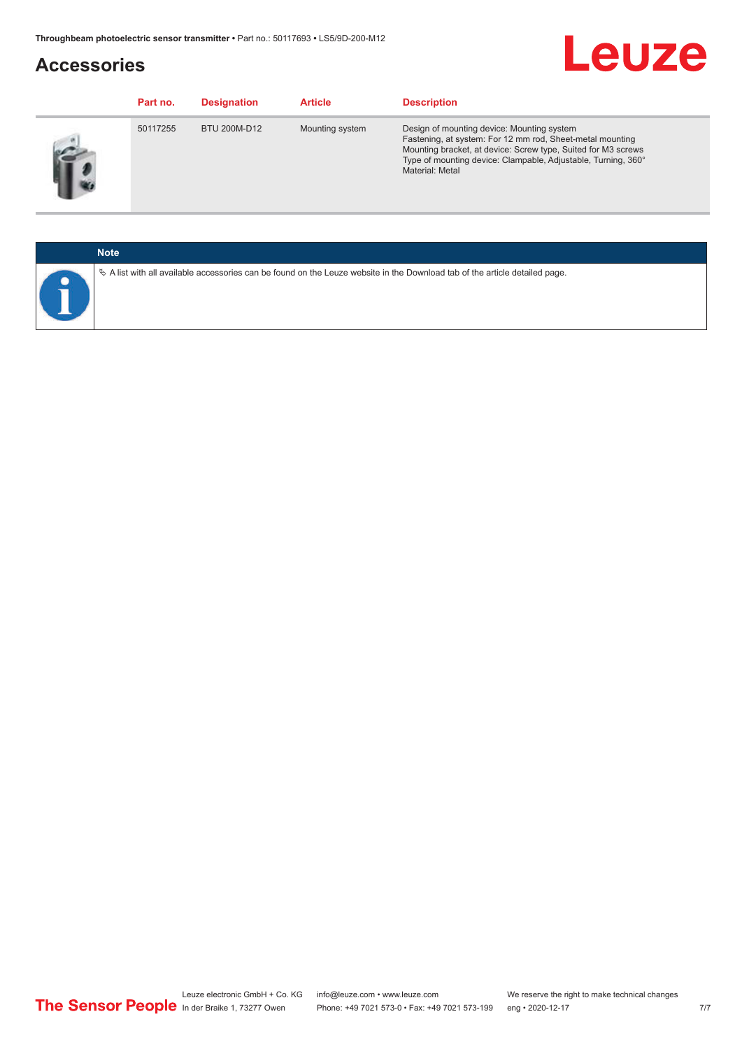## Accessories

| Part no. | Designation | Article | Description |
|---|---|---|---|
| 50117255 | BTU 200M-D12 | Mounting system | Design of mounting device: Mounting system<br>Fastening, at system: For 12 mm rod, Sheet-metal mounting<br>Mounting bracket, at device: Screw type, Suited for M3 screws<br>Type of mounting device: Clampable, Adjustable, Turning, 360°<br>Material: Metal |

**Note**

↳ A list with all available accessories can be found on the Leuze website in the Download tab of the article detailed page.